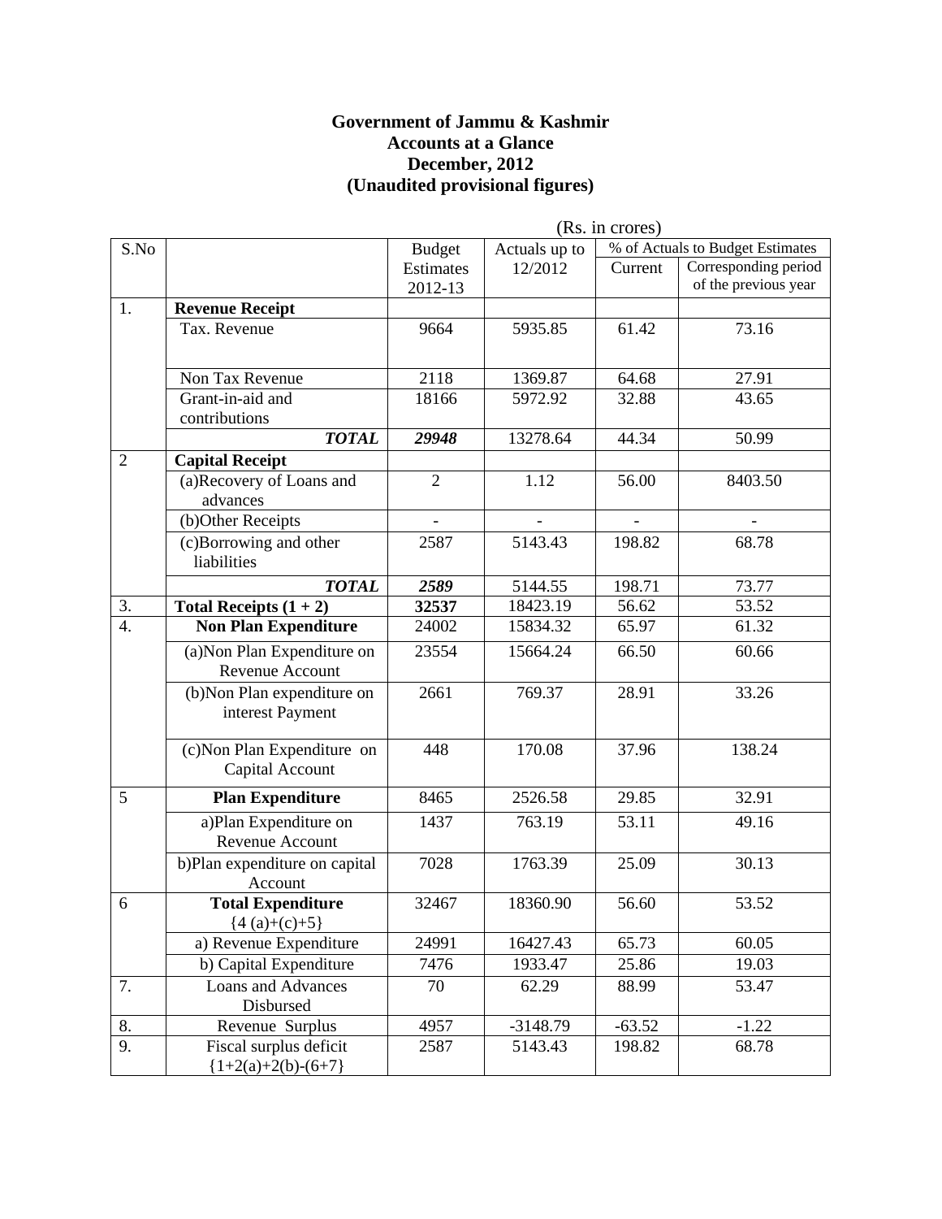**Government of Jammu & Kashmir**
**Accounts at a Glance**
**December, 2012**
**(Unaudited provisional figures)**

(Rs. in crores)

| S.No | | Budget Estimates 2012-13 | Actuals up to 12/2012 | % of Actuals to Budget Estimates | |
|---|---|---|---|---|---|
| | | | | Current | Corresponding period of the previous year |
| 1. | **Revenue Receipt** | | | | |
| | Tax. Revenue | 9664 | 5935.85 | 61.42 | 73.16 |
| | Non Tax Revenue | 2118 | 1369.87 | 64.68 | 27.91 |
| | Grant-in-aid and contributions | 18166 | 5972.92 | 32.88 | 43.65 |
| | ***TOTAL*** | ***29948*** | 13278.64 | 44.34 | 50.99 |
| 2 | **Capital Receipt** | | | | |
| | (a)Recovery of Loans and advances | 2 | 1.12 | 56.00 | 8403.50 |
| | (b)Other Receipts | - | - | - | - |
| | (c)Borrowing and other liabilities | 2587 | 5143.43 | 198.82 | 68.78 |
| | ***TOTAL*** | ***2589*** | 5144.55 | 198.71 | 73.77 |
| 3. | **Total Receipts (1 + 2)** | **32537** | 18423.19 | 56.62 | 53.52 |
| 4. | **Non Plan Expenditure** | 24002 | 15834.32 | 65.97 | 61.32 |
| | (a)Non Plan Expenditure on Revenue Account | 23554 | 15664.24 | 66.50 | 60.66 |
| | (b)Non Plan expenditure on interest Payment | 2661 | 769.37 | 28.91 | 33.26 |
| | (c)Non Plan Expenditure on Capital Account | 448 | 170.08 | 37.96 | 138.24 |
| 5 | **Plan Expenditure** | 8465 | 2526.58 | 29.85 | 32.91 |
| | a)Plan Expenditure on Revenue Account | 1437 | 763.19 | 53.11 | 49.16 |
| | b)Plan expenditure on capital Account | 7028 | 1763.39 | 25.09 | 30.13 |
| 6 | **Total Expenditure** {4 (a)+(c)+5} | 32467 | 18360.90 | 56.60 | 53.52 |
| | a) Revenue Expenditure | 24991 | 16427.43 | 65.73 | 60.05 |
| | b) Capital Expenditure | 7476 | 1933.47 | 25.86 | 19.03 |
| 7. | Loans and Advances Disbursed | 70 | 62.29 | 88.99 | 53.47 |
| 8. | Revenue Surplus | 4957 | -3148.79 | -63.52 | -1.22 |
| 9. | Fiscal surplus deficit {1+2(a)+2(b)-(6+7} | 2587 | 5143.43 | 198.82 | 68.78 |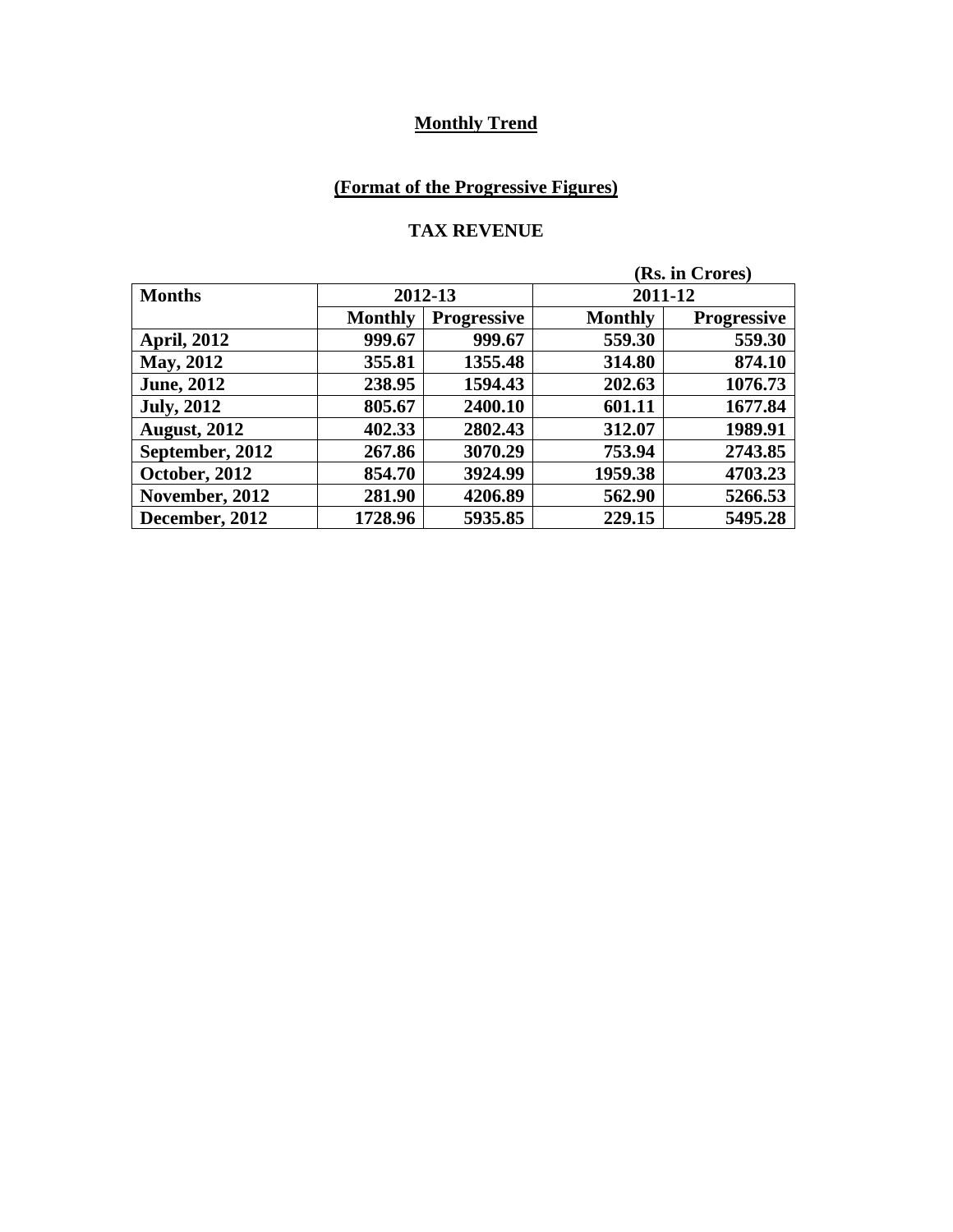**Monthly Trend**

**(Format of the Progressive Figures)**

**TAX REVENUE**

(Rs. in Crores)

| Months | 2012-13 | | 2011-12 | |
|---|---|---|---|---|
| | Monthly | Progressive | Monthly | Progressive |
| April, 2012 | 999.67 | 999.67 | 559.30 | 559.30 |
| May, 2012 | 355.81 | 1355.48 | 314.80 | 874.10 |
| June, 2012 | 238.95 | 1594.43 | 202.63 | 1076.73 |
| July, 2012 | 805.67 | 2400.10 | 601.11 | 1677.84 |
| August, 2012 | 402.33 | 2802.43 | 312.07 | 1989.91 |
| September, 2012 | 267.86 | 3070.29 | 753.94 | 2743.85 |
| October, 2012 | 854.70 | 3924.99 | 1959.38 | 4703.23 |
| November, 2012 | 281.90 | 4206.89 | 562.90 | 5266.53 |
| December, 2012 | 1728.96 | 5935.85 | 229.15 | 5495.28 |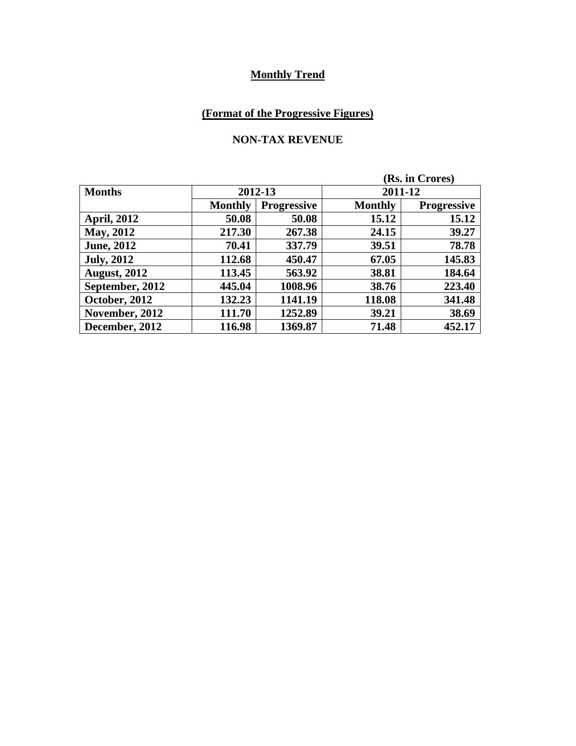**Monthly Trend**

**(Format of the Progressive Figures)**

**NON-TAX REVENUE**

(Rs. in Crores)

| Months | 2012-13 | | 2011-12 | |
|---|---|---|---|---|
| | Monthly | Progressive | Monthly | Progressive |
| April, 2012 | 50.08 | 50.08 | 15.12 | 15.12 |
| May, 2012 | 217.30 | 267.38 | 24.15 | 39.27 |
| June, 2012 | 70.41 | 337.79 | 39.51 | 78.78 |
| July, 2012 | 112.68 | 450.47 | 67.05 | 145.83 |
| August, 2012 | 113.45 | 563.92 | 38.81 | 184.64 |
| September, 2012 | 445.04 | 1008.96 | 38.76 | 223.40 |
| October, 2012 | 132.23 | 1141.19 | 118.08 | 341.48 |
| November, 2012 | 111.70 | 1252.89 | 39.21 | 38.69 |
| December, 2012 | 116.98 | 1369.87 | 71.48 | 452.17 |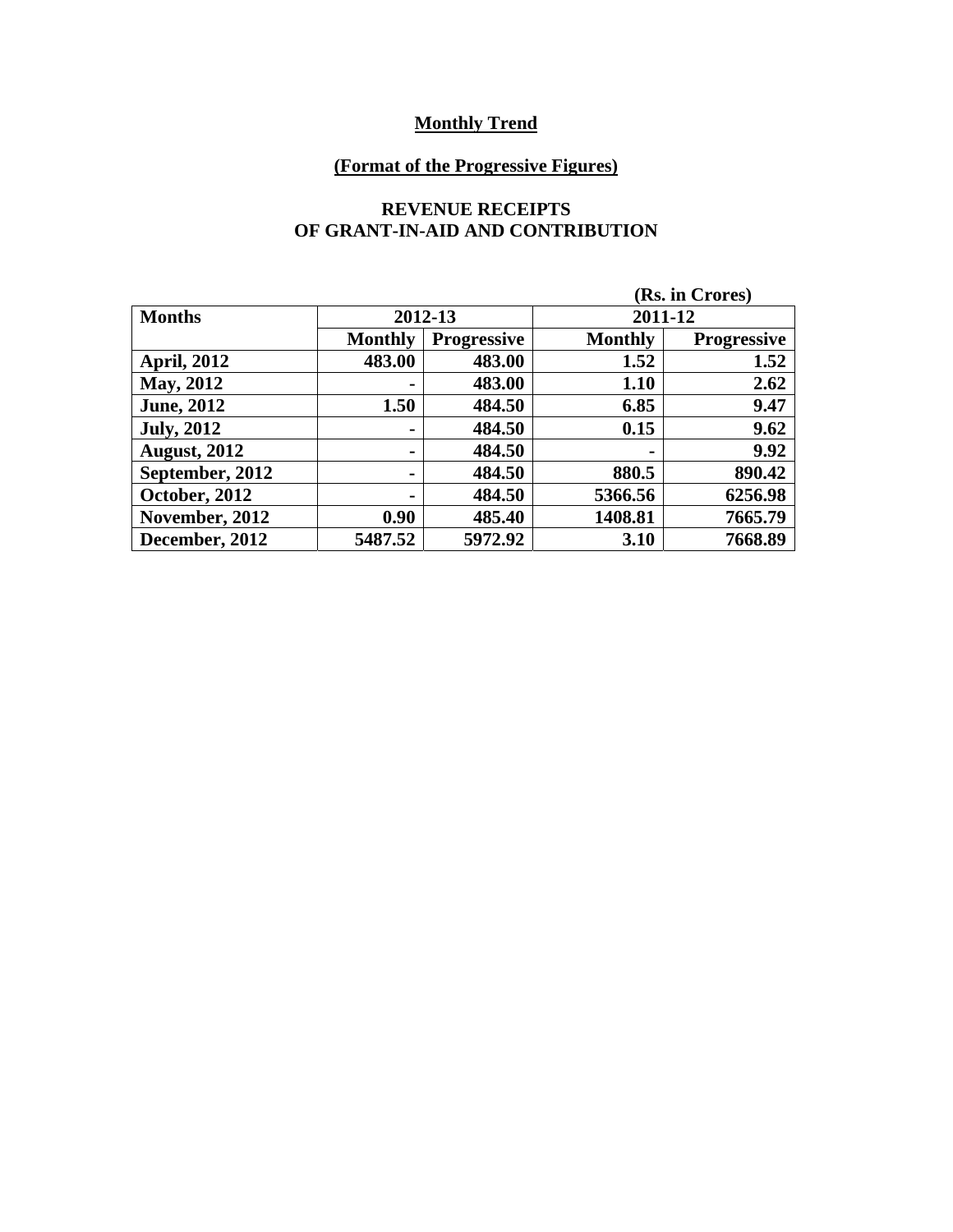**Monthly Trend**

**(Format of the Progressive Figures)**

**REVENUE RECEIPTS OF GRANT-IN-AID AND CONTRIBUTION**

**(Rs. in Crores)**

| Months | 2012-13 | | 2011-12 | |
|---|---|---|---|---|
| | Monthly | Progressive | Monthly | Progressive |
| April, 2012 | 483.00 | 483.00 | 1.52 | 1.52 |
| May, 2012 | - | 483.00 | 1.10 | 2.62 |
| June, 2012 | 1.50 | 484.50 | 6.85 | 9.47 |
| July, 2012 | - | 484.50 | 0.15 | 9.62 |
| August, 2012 | - | 484.50 | - | 9.92 |
| September, 2012 | - | 484.50 | 880.5 | 890.42 |
| October, 2012 | - | 484.50 | 5366.56 | 6256.98 |
| November, 2012 | 0.90 | 485.40 | 1408.81 | 7665.79 |
| December, 2012 | 5487.52 | 5972.92 | 3.10 | 7668.89 |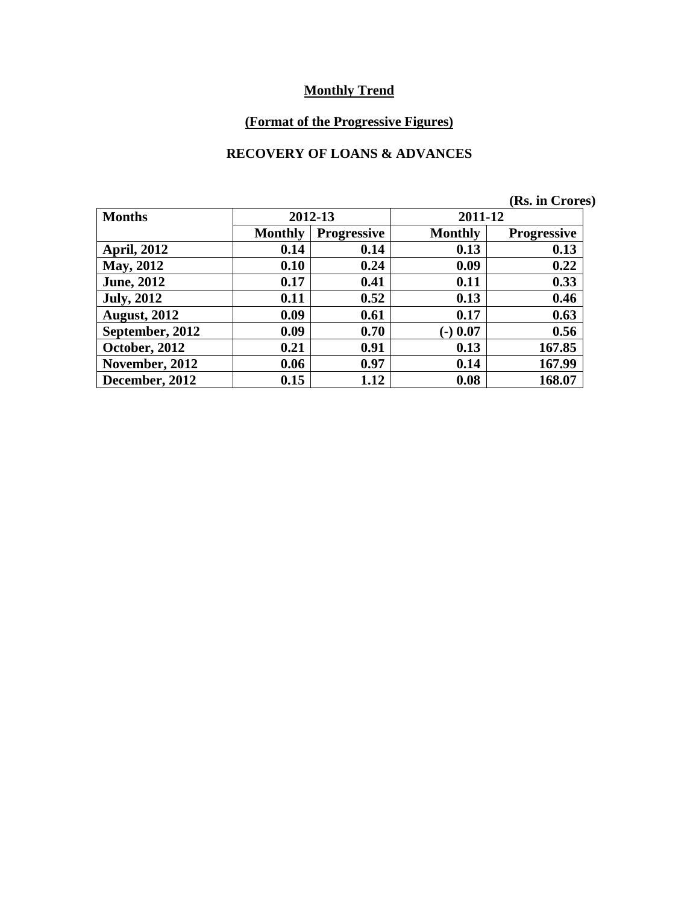**Monthly Trend**

**(Format of the Progressive Figures)**

**RECOVERY OF LOANS & ADVANCES**

(Rs. in Crores)

| Months | 2012-13 | | 2011-12 | |
|---|---|---|---|---|
| | Monthly | Progressive | Monthly | Progressive |
| April, 2012 | 0.14 | 0.14 | 0.13 | 0.13 |
| May, 2012 | 0.10 | 0.24 | 0.09 | 0.22 |
| June, 2012 | 0.17 | 0.41 | 0.11 | 0.33 |
| July, 2012 | 0.11 | 0.52 | 0.13 | 0.46 |
| August, 2012 | 0.09 | 0.61 | 0.17 | 0.63 |
| September, 2012 | 0.09 | 0.70 | (-) 0.07 | 0.56 |
| October, 2012 | 0.21 | 0.91 | 0.13 | 167.85 |
| November, 2012 | 0.06 | 0.97 | 0.14 | 167.99 |
| December, 2012 | 0.15 | 1.12 | 0.08 | 168.07 |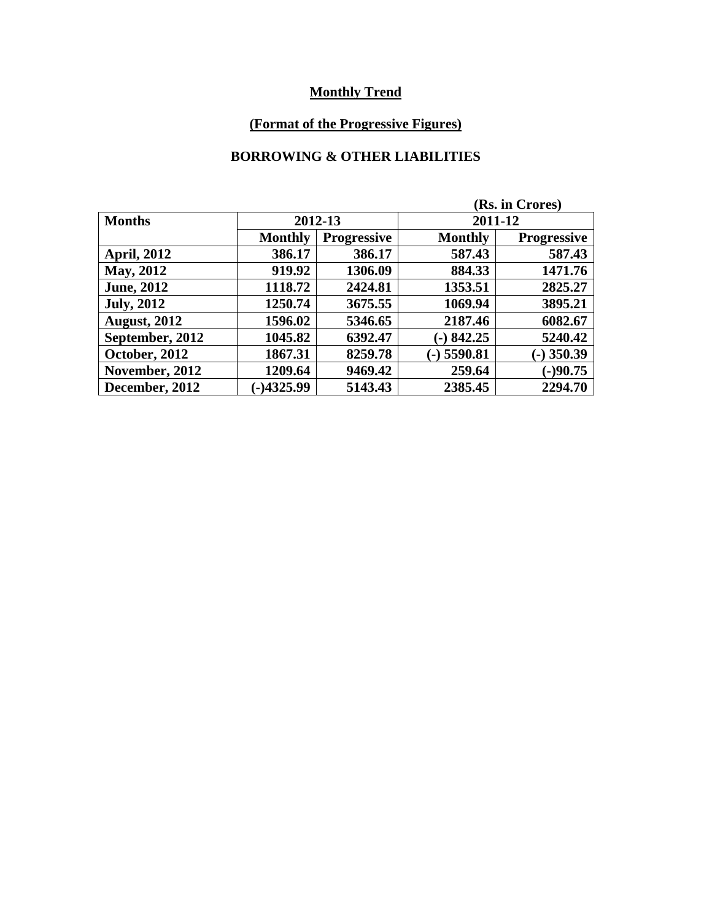**Monthly Trend**

**(Format of the Progressive Figures)**

**BORROWING & OTHER LIABILITIES**

(Rs. in Crores)

| Months | 2012-13 | | 2011-12 | |
|---|---|---|---|---|
| | Monthly | Progressive | Monthly | Progressive |
| April, 2012 | 386.17 | 386.17 | 587.43 | 587.43 |
| May, 2012 | 919.92 | 1306.09 | 884.33 | 1471.76 |
| June, 2012 | 1118.72 | 2424.81 | 1353.51 | 2825.27 |
| July, 2012 | 1250.74 | 3675.55 | 1069.94 | 3895.21 |
| August, 2012 | 1596.02 | 5346.65 | 2187.46 | 6082.67 |
| September, 2012 | 1045.82 | 6392.47 | (-) 842.25 | 5240.42 |
| October, 2012 | 1867.31 | 8259.78 | (-) 5590.81 | (-) 350.39 |
| November, 2012 | 1209.64 | 9469.42 | 259.64 | (-)90.75 |
| December, 2012 | (-)4325.99 | 5143.43 | 2385.45 | 2294.70 |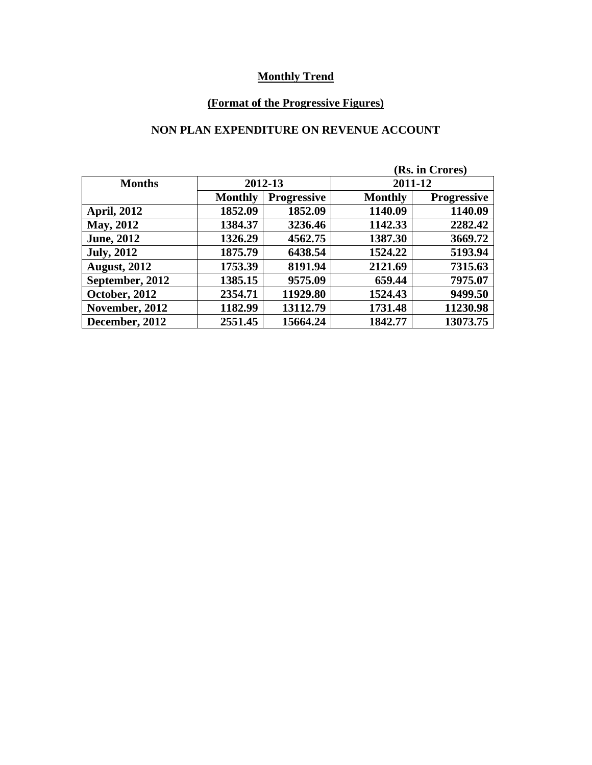**Monthly Trend**

**(Format of the Progressive Figures)**

**NON PLAN EXPENDITURE ON REVENUE ACCOUNT**

(Rs. in Crores)

| Months | 2012-13 | | 2011-12 | |
|---|---|---|---|---|
| | Monthly | Progressive | Monthly | Progressive |
| April, 2012 | 1852.09 | 1852.09 | 1140.09 | 1140.09 |
| May, 2012 | 1384.37 | 3236.46 | 1142.33 | 2282.42 |
| June, 2012 | 1326.29 | 4562.75 | 1387.30 | 3669.72 |
| July, 2012 | 1875.79 | 6438.54 | 1524.22 | 5193.94 |
| August, 2012 | 1753.39 | 8191.94 | 2121.69 | 7315.63 |
| September, 2012 | 1385.15 | 9575.09 | 659.44 | 7975.07 |
| October, 2012 | 2354.71 | 11929.80 | 1524.43 | 9499.50 |
| November, 2012 | 1182.99 | 13112.79 | 1731.48 | 11230.98 |
| December, 2012 | 2551.45 | 15664.24 | 1842.77 | 13073.75 |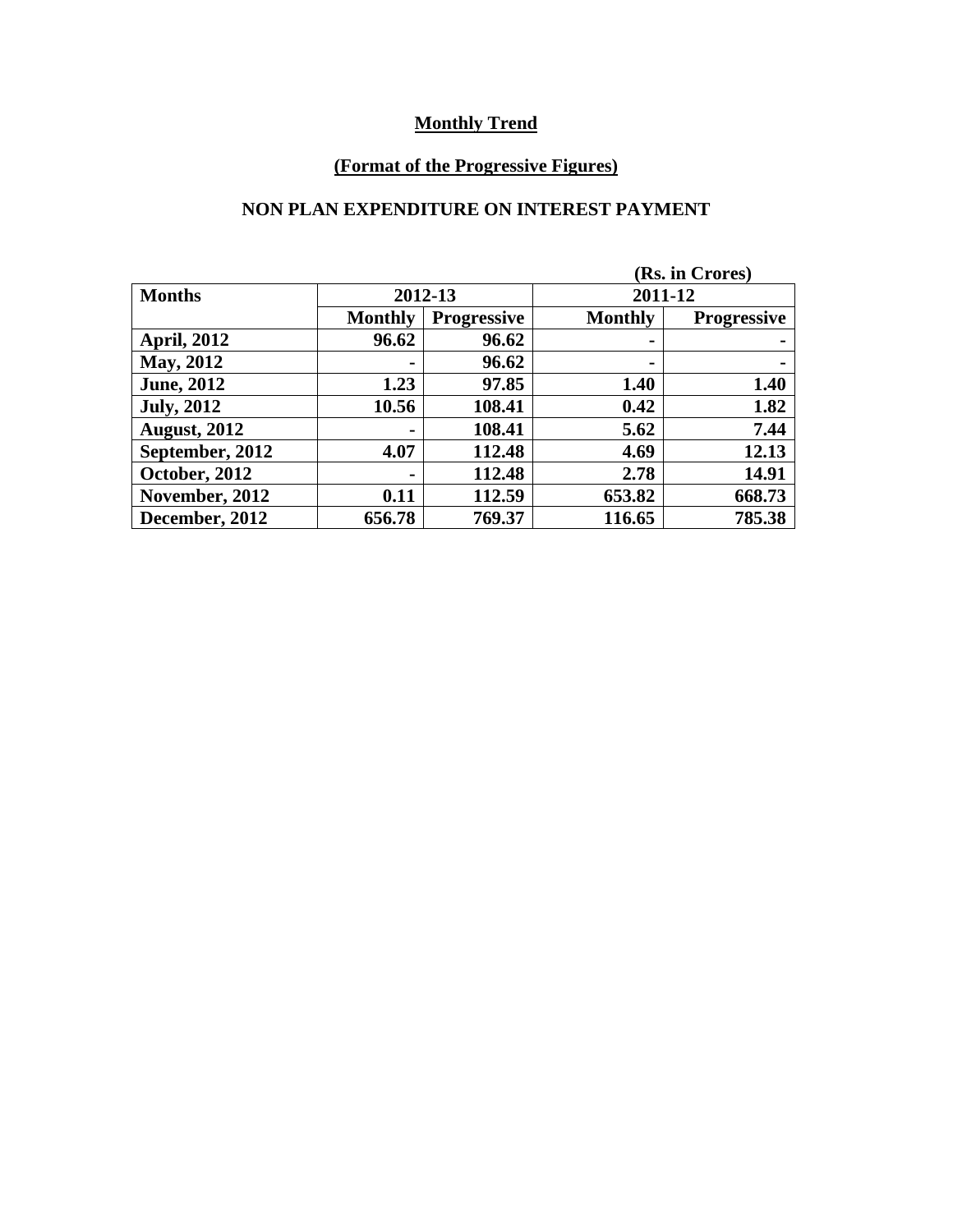**Monthly Trend**

**(Format of the Progressive Figures)**

**NON PLAN EXPENDITURE ON INTEREST PAYMENT**

(Rs. in Crores)

| Months | 2012-13 | | 2011-12 | |
|---|---|---|---|---|
| | Monthly | Progressive | Monthly | Progressive |
| April, 2012 | 96.62 | 96.62 | - | - |
| May, 2012 | - | 96.62 | - | - |
| June, 2012 | 1.23 | 97.85 | 1.40 | 1.40 |
| July, 2012 | 10.56 | 108.41 | 0.42 | 1.82 |
| August, 2012 | - | 108.41 | 5.62 | 7.44 |
| September, 2012 | 4.07 | 112.48 | 4.69 | 12.13 |
| October, 2012 | - | 112.48 | 2.78 | 14.91 |
| November, 2012 | 0.11 | 112.59 | 653.82 | 668.73 |
| December, 2012 | 656.78 | 769.37 | 116.65 | 785.38 |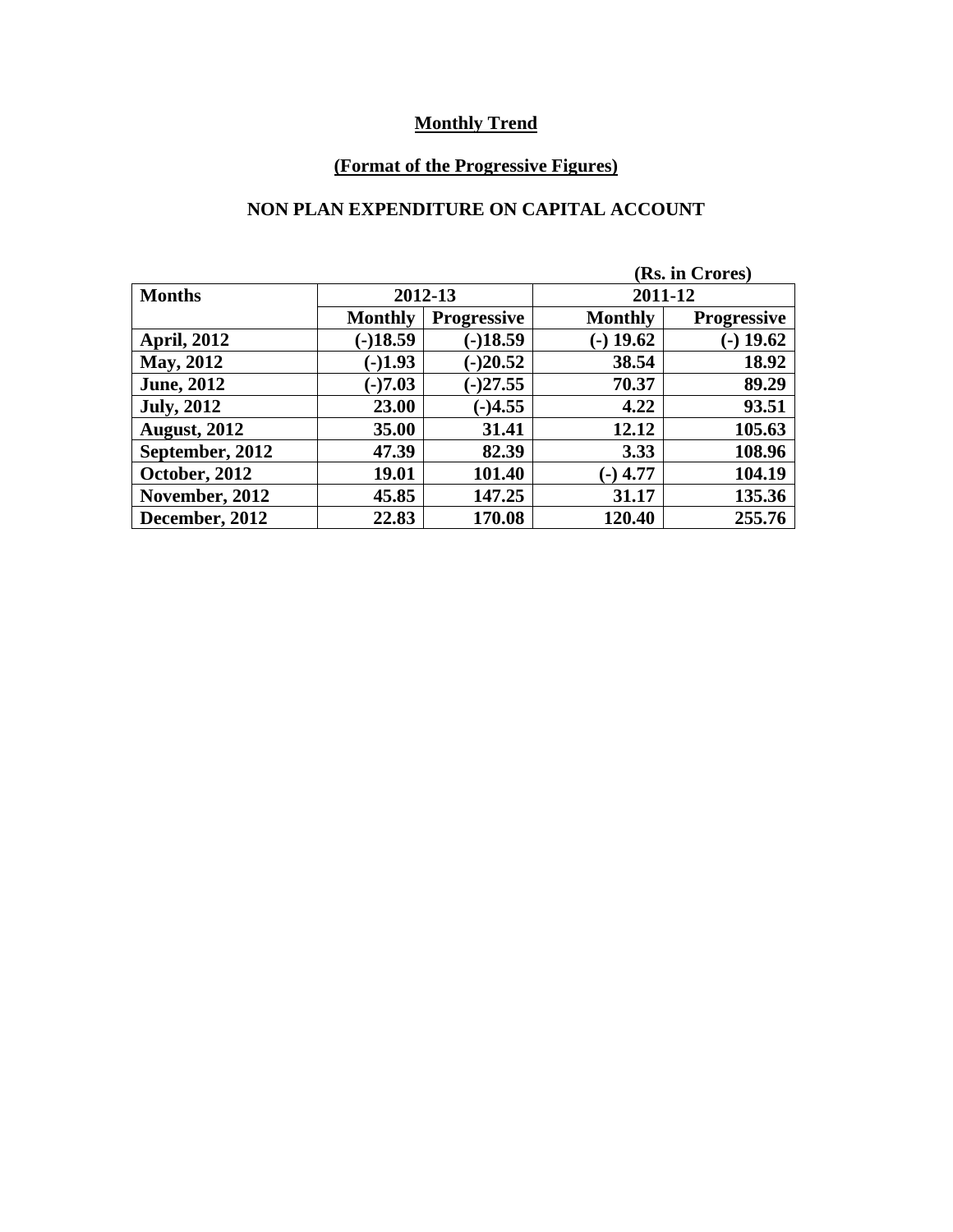**Monthly Trend**

**(Format of the Progressive Figures)**

**NON PLAN EXPENDITURE ON CAPITAL ACCOUNT**

(Rs. in Crores)

| Months | 2012-13 | | 2011-12 | |
|---|---|---|---|---|
| | Monthly | Progressive | Monthly | Progressive |
| April, 2012 | (-)18.59 | (-)18.59 | (-) 19.62 | (-) 19.62 |
| May, 2012 | (-)1.93 | (-)20.52 | 38.54 | 18.92 |
| June, 2012 | (-)7.03 | (-)27.55 | 70.37 | 89.29 |
| July, 2012 | 23.00 | (-)4.55 | 4.22 | 93.51 |
| August, 2012 | 35.00 | 31.41 | 12.12 | 105.63 |
| September, 2012 | 47.39 | 82.39 | 3.33 | 108.96 |
| October, 2012 | 19.01 | 101.40 | (-) 4.77 | 104.19 |
| November, 2012 | 45.85 | 147.25 | 31.17 | 135.36 |
| December, 2012 | 22.83 | 170.08 | 120.40 | 255.76 |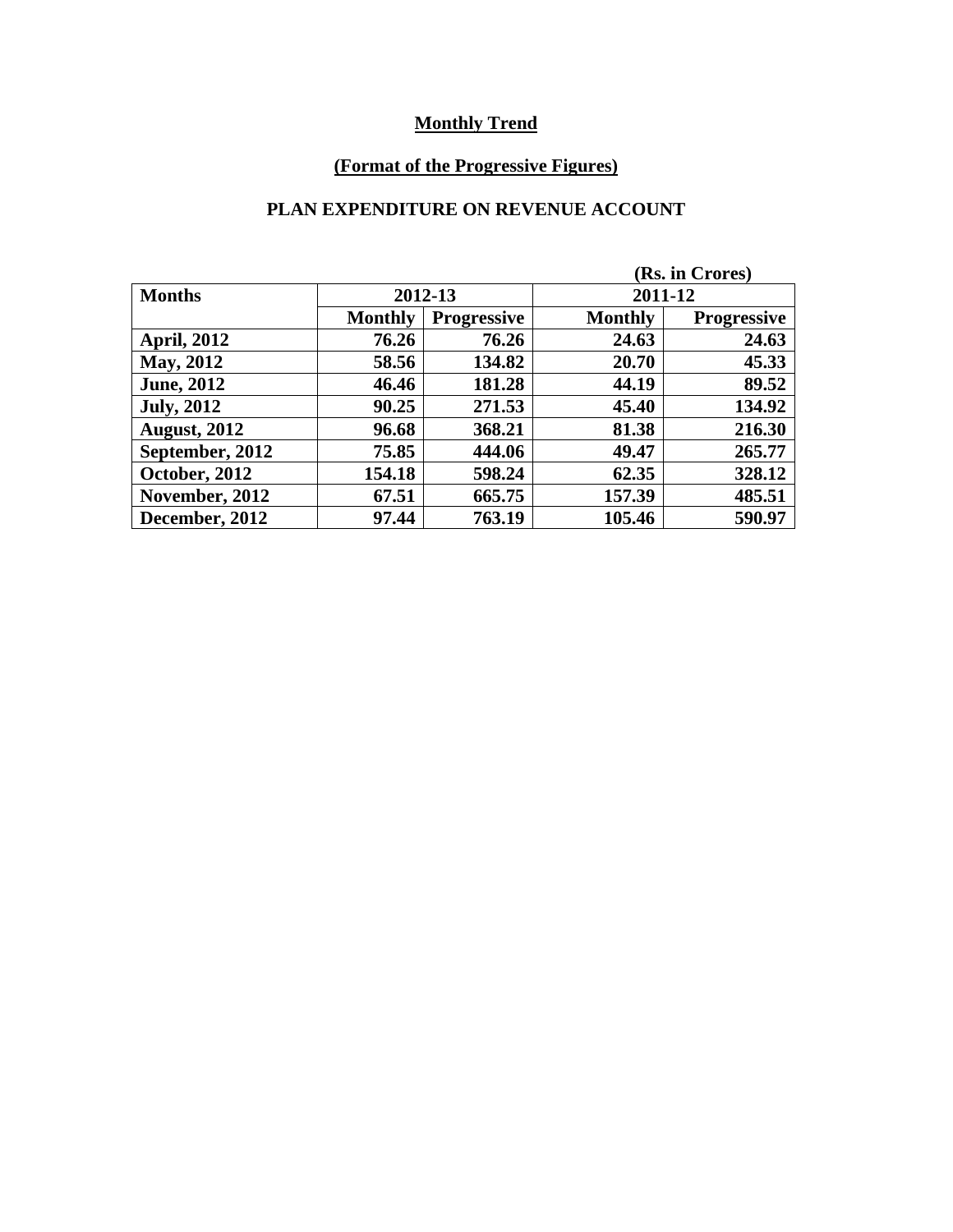**Monthly Trend**

**(Format of the Progressive Figures)**

**PLAN EXPENDITURE ON REVENUE ACCOUNT**

(Rs. in Crores)

| Months | 2012-13 | | 2011-12 | |
|---|---|---|---|---|
| | Monthly | Progressive | Monthly | Progressive |
| April, 2012 | 76.26 | 76.26 | 24.63 | 24.63 |
| May, 2012 | 58.56 | 134.82 | 20.70 | 45.33 |
| June, 2012 | 46.46 | 181.28 | 44.19 | 89.52 |
| July, 2012 | 90.25 | 271.53 | 45.40 | 134.92 |
| August, 2012 | 96.68 | 368.21 | 81.38 | 216.30 |
| September, 2012 | 75.85 | 444.06 | 49.47 | 265.77 |
| October, 2012 | 154.18 | 598.24 | 62.35 | 328.12 |
| November, 2012 | 67.51 | 665.75 | 157.39 | 485.51 |
| December, 2012 | 97.44 | 763.19 | 105.46 | 590.97 |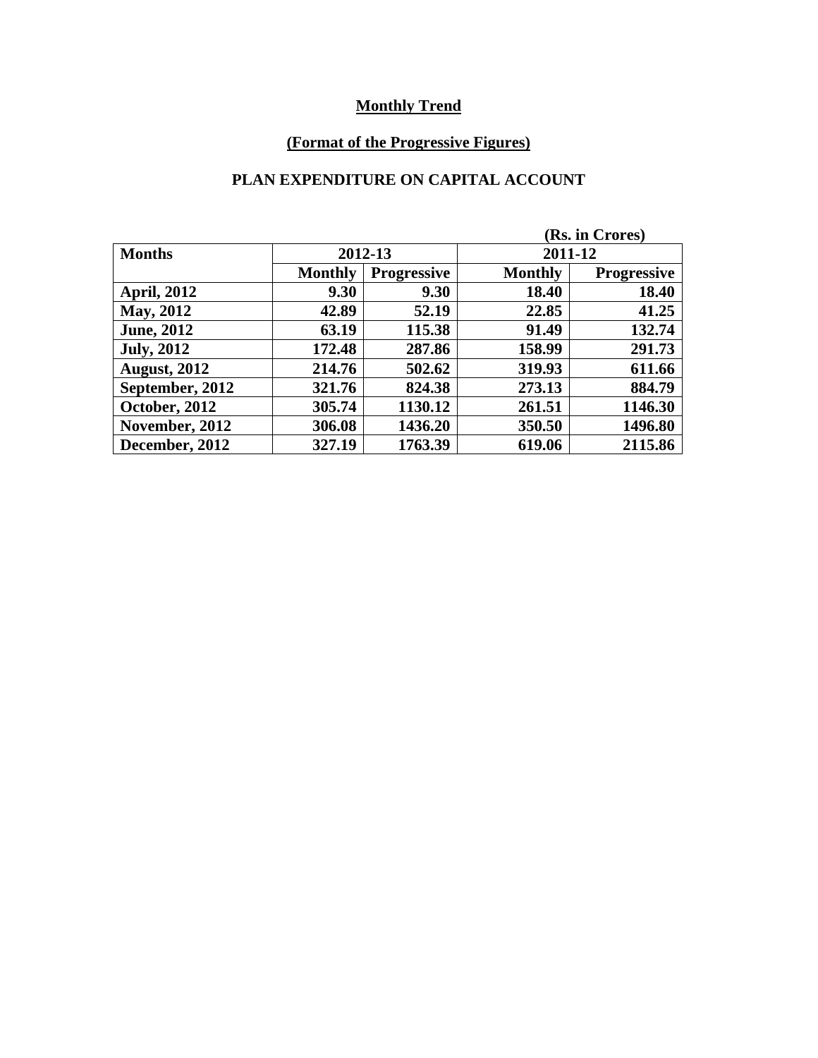**Monthly Trend**

**(Format of the Progressive Figures)**

**PLAN EXPENDITURE ON CAPITAL ACCOUNT**

(Rs. in Crores)

| Months | 2012-13 | | 2011-12 | |
|---|---|---|---|---|
| | Monthly | Progressive | Monthly | Progressive |
| April, 2012 | 9.30 | 9.30 | 18.40 | 18.40 |
| May, 2012 | 42.89 | 52.19 | 22.85 | 41.25 |
| June, 2012 | 63.19 | 115.38 | 91.49 | 132.74 |
| July, 2012 | 172.48 | 287.86 | 158.99 | 291.73 |
| August, 2012 | 214.76 | 502.62 | 319.93 | 611.66 |
| September, 2012 | 321.76 | 824.38 | 273.13 | 884.79 |
| October, 2012 | 305.74 | 1130.12 | 261.51 | 1146.30 |
| November, 2012 | 306.08 | 1436.20 | 350.50 | 1496.80 |
| December, 2012 | 327.19 | 1763.39 | 619.06 | 2115.86 |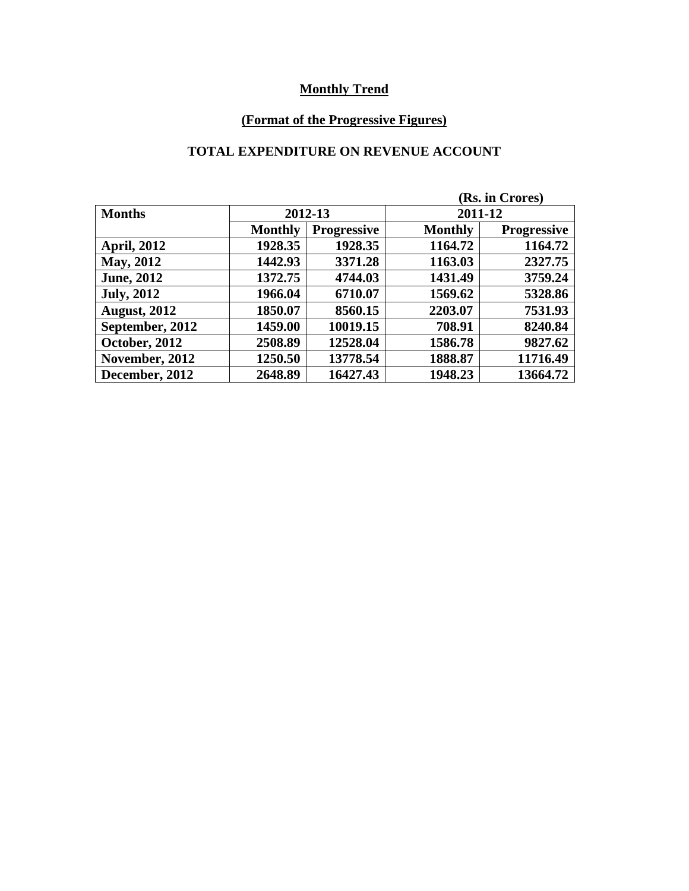**Monthly Trend**

**(Format of the Progressive Figures)**

**TOTAL EXPENDITURE ON REVENUE ACCOUNT**

(Rs. in Crores)

| Months | 2012-13 | | 2011-12 | |
|---|---|---|---|---|
| | Monthly | Progressive | Monthly | Progressive |
| April, 2012 | 1928.35 | 1928.35 | 1164.72 | 1164.72 |
| May, 2012 | 1442.93 | 3371.28 | 1163.03 | 2327.75 |
| June, 2012 | 1372.75 | 4744.03 | 1431.49 | 3759.24 |
| July, 2012 | 1966.04 | 6710.07 | 1569.62 | 5328.86 |
| August, 2012 | 1850.07 | 8560.15 | 2203.07 | 7531.93 |
| September, 2012 | 1459.00 | 10019.15 | 708.91 | 8240.84 |
| October, 2012 | 2508.89 | 12528.04 | 1586.78 | 9827.62 |
| November, 2012 | 1250.50 | 13778.54 | 1888.87 | 11716.49 |
| December, 2012 | 2648.89 | 16427.43 | 1948.23 | 13664.72 |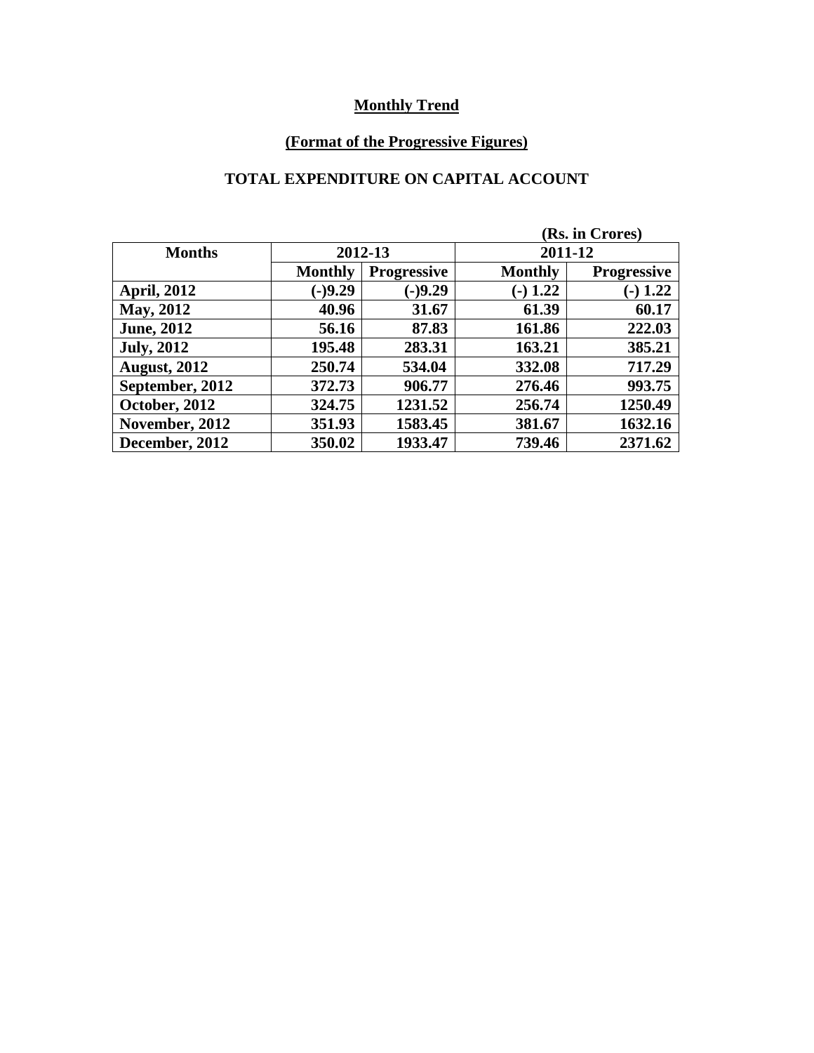**Monthly Trend**

**(Format of the Progressive Figures)**

**TOTAL EXPENDITURE ON CAPITAL ACCOUNT**

**(Rs. in Crores)**

| Months | 2012-13 | | 2011-12 | |
|---|---|---|---|---|
| | Monthly | Progressive | Monthly | Progressive |
| April, 2012 | (-)9.29 | (-)9.29 | (-) 1.22 | (-) 1.22 |
| May, 2012 | 40.96 | 31.67 | 61.39 | 60.17 |
| June, 2012 | 56.16 | 87.83 | 161.86 | 222.03 |
| July, 2012 | 195.48 | 283.31 | 163.21 | 385.21 |
| August, 2012 | 250.74 | 534.04 | 332.08 | 717.29 |
| September, 2012 | 372.73 | 906.77 | 276.46 | 993.75 |
| October, 2012 | 324.75 | 1231.52 | 256.74 | 1250.49 |
| November, 2012 | 351.93 | 1583.45 | 381.67 | 1632.16 |
| December, 2012 | 350.02 | 1933.47 | 739.46 | 2371.62 |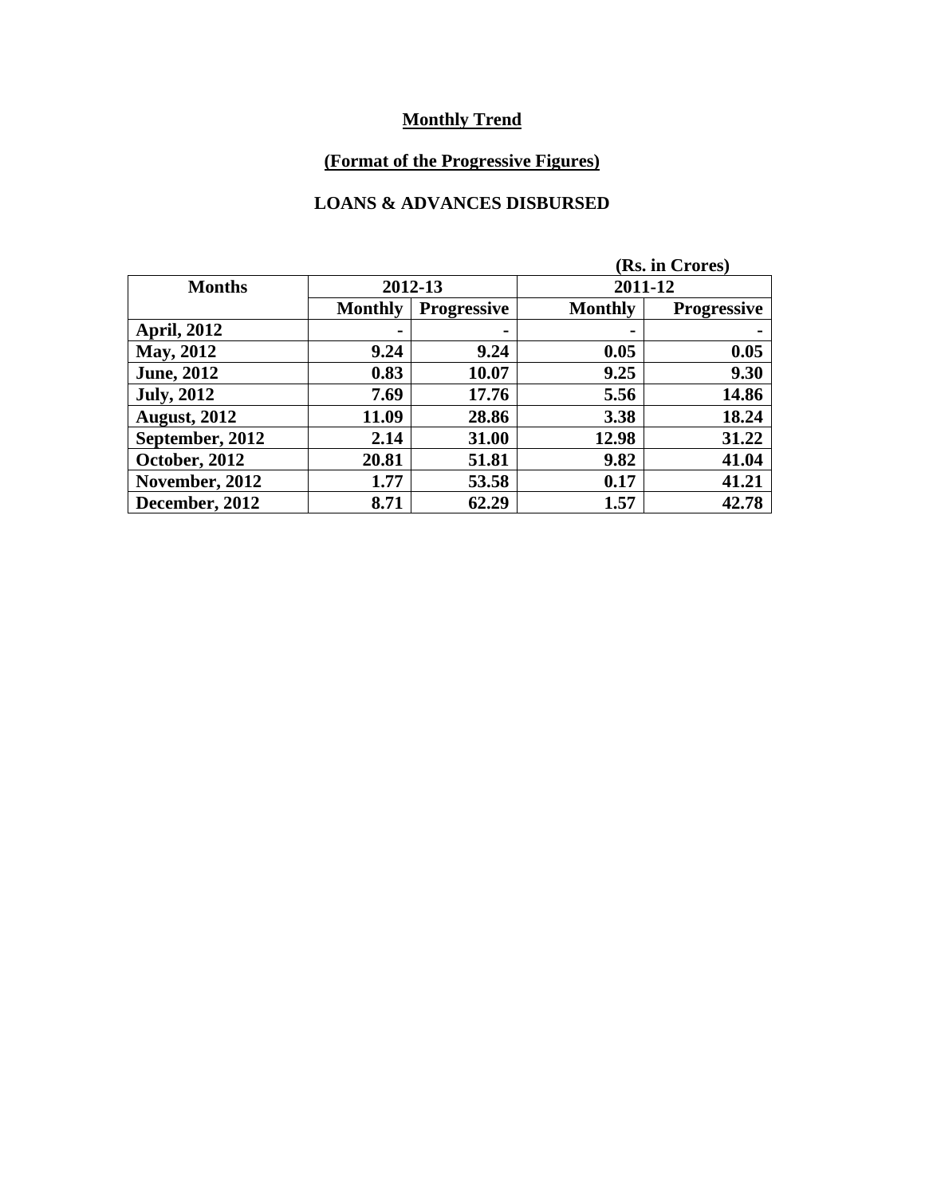**Monthly Trend**

**(Format of the Progressive Figures)**

**LOANS & ADVANCES DISBURSED**

(Rs. in Crores)

| Months | 2012-13 | | 2011-12 | |
|---|---|---|---|---|
| | Monthly | Progressive | Monthly | Progressive |
| April, 2012 | - | - | - | - |
| May, 2012 | 9.24 | 9.24 | 0.05 | 0.05 |
| June, 2012 | 0.83 | 10.07 | 9.25 | 9.30 |
| July, 2012 | 7.69 | 17.76 | 5.56 | 14.86 |
| August, 2012 | 11.09 | 28.86 | 3.38 | 18.24 |
| September, 2012 | 2.14 | 31.00 | 12.98 | 31.22 |
| October, 2012 | 20.81 | 51.81 | 9.82 | 41.04 |
| November, 2012 | 1.77 | 53.58 | 0.17 | 41.21 |
| December, 2012 | 8.71 | 62.29 | 1.57 | 42.78 |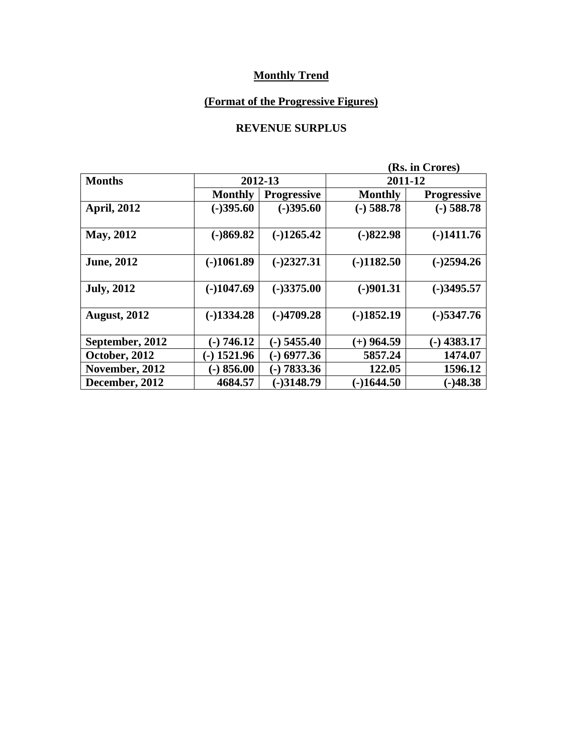**Monthly Trend**

**(Format of the Progressive Figures)**

**REVENUE SURPLUS**

(Rs. in Crores)

| Months | 2012-13 | | 2011-12 | |
|---|---|---|---|---|
| | Monthly | Progressive | Monthly | Progressive |
| April, 2012 | (-)395.60 | (-)395.60 | (-) 588.78 | (-) 588.78 |
| May, 2012 | (-)869.82 | (-)1265.42 | (-)822.98 | (-)1411.76 |
| June, 2012 | (-)1061.89 | (-)2327.31 | (-)1182.50 | (-)2594.26 |
| July, 2012 | (-)1047.69 | (-)3375.00 | (-)901.31 | (-)3495.57 |
| August, 2012 | (-)1334.28 | (-)4709.28 | (-)1852.19 | (-)5347.76 |
| September, 2012 | (-) 746.12 | (-) 5455.40 | (+) 964.59 | (-) 4383.17 |
| October, 2012 | (-) 1521.96 | (-) 6977.36 | 5857.24 | 1474.07 |
| November, 2012 | (-) 856.00 | (-) 7833.36 | 122.05 | 1596.12 |
| December, 2012 | 4684.57 | (-)3148.79 | (-)1644.50 | (-)48.38 |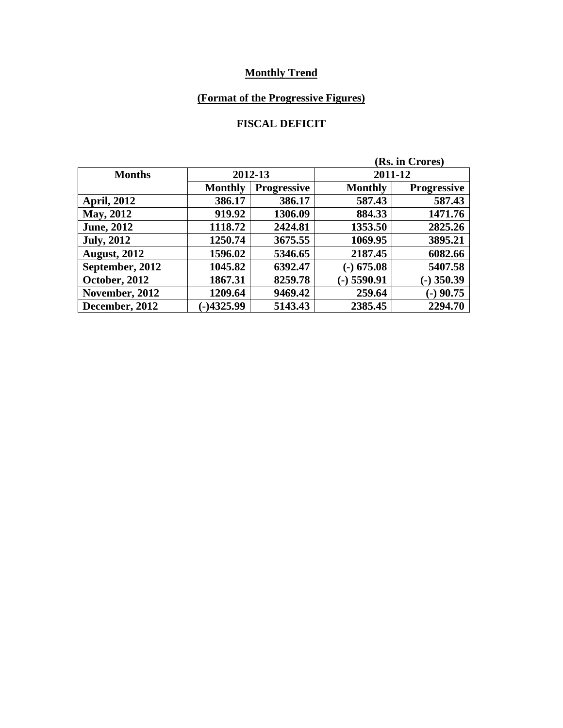**Monthly Trend**

**(Format of the Progressive Figures)**

**FISCAL DEFICIT**

(Rs. in Crores)

| Months | 2012-13 | | 2011-12 | |
|---|---|---|---|---|
| | Monthly | Progressive | Monthly | Progressive |
| April, 2012 | 386.17 | 386.17 | 587.43 | 587.43 |
| May, 2012 | 919.92 | 1306.09 | 884.33 | 1471.76 |
| June, 2012 | 1118.72 | 2424.81 | 1353.50 | 2825.26 |
| July, 2012 | 1250.74 | 3675.55 | 1069.95 | 3895.21 |
| August, 2012 | 1596.02 | 5346.65 | 2187.45 | 6082.66 |
| September, 2012 | 1045.82 | 6392.47 | (-) 675.08 | 5407.58 |
| October, 2012 | 1867.31 | 8259.78 | (-) 5590.91 | (-) 350.39 |
| November, 2012 | 1209.64 | 9469.42 | 259.64 | (-) 90.75 |
| December, 2012 | (-)4325.99 | 5143.43 | 2385.45 | 2294.70 |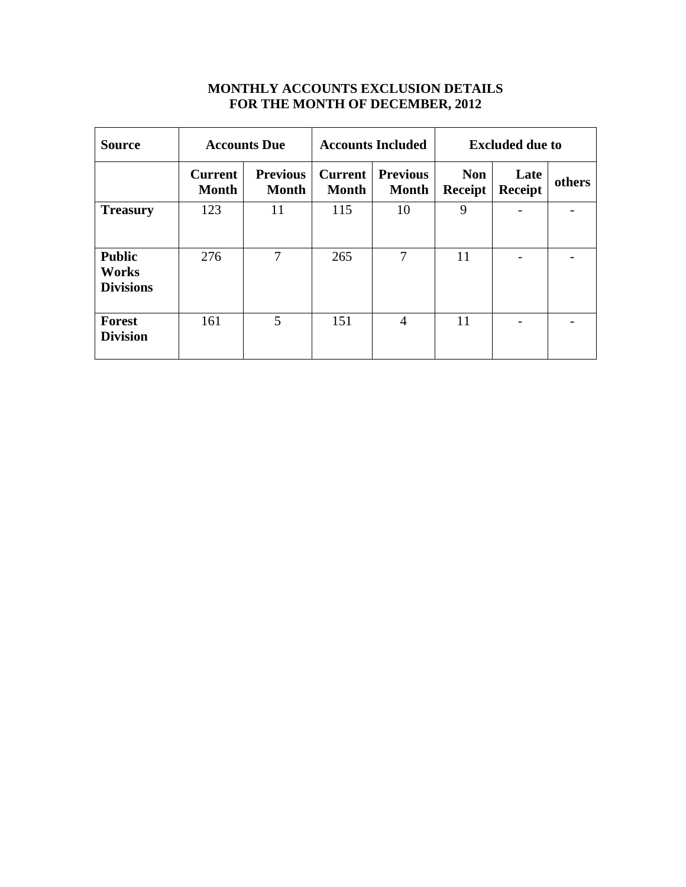**MONTHLY ACCOUNTS EXCLUSION DETAILS**
**FOR THE MONTH OF DECEMBER, 2012**

| Source | Accounts Due | | Accounts Included | | Excluded due to | | |
|---|---|---|---|---|---|---|---|
| | Current Month | Previous Month | Current Month | Previous Month | Non Receipt | Late Receipt | others |
| **Treasury** | 123 | 11 | 115 | 10 | 9 | - | - |
| **Public Works Divisions** | 276 | 7 | 265 | 7 | 11 | - | - |
| **Forest Division** | 161 | 5 | 151 | 4 | 11 | - | - |